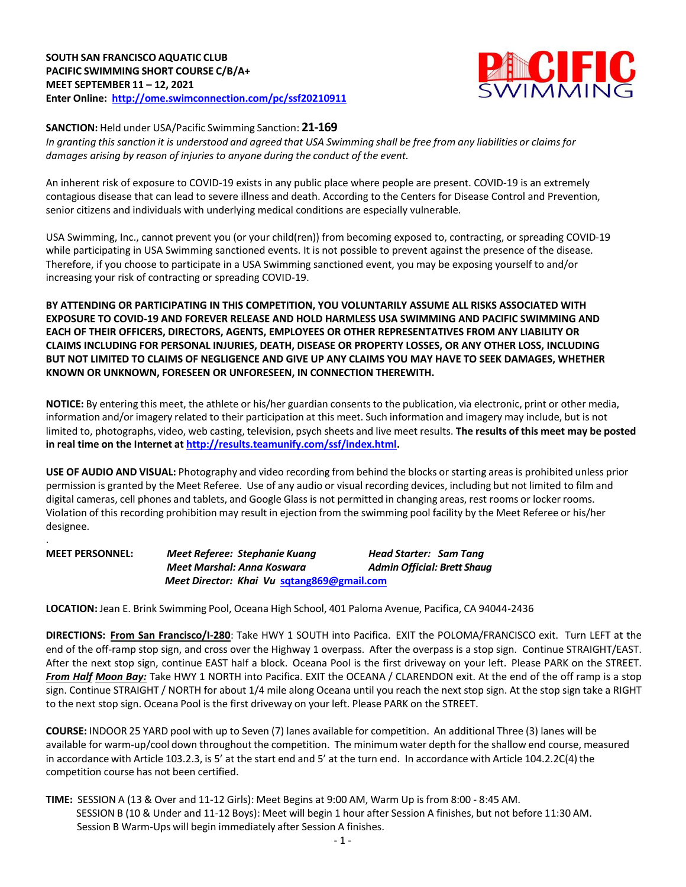**SOUTH SAN FRANCISCO AQUATIC CLUB**
**PACIFIC SWIMMING SHORT COURSE C/B/A+**
**MEET SEPTEMBER 11 – 12, 2021**
**Enter Online: [http://ome.swimconnection.com/pc/ssf20210911](http://ome.swimconnection.com/pc/ssf20210911)**

**SANCTION:** Held under USA/Pacific Swimming Sanction: **21-169**
*In granting this sanction it is understood and agreed that USA Swimming shall be free from any liabilities or claims for damages arising by reason of injuries to anyone during the conduct of the event.*

An inherent risk of exposure to COVID-19 exists in any public place where people are present. COVID-19 is an extremely contagious disease that can lead to severe illness and death. According to the Centers for Disease Control and Prevention, senior citizens and individuals with underlying medical conditions are especially vulnerable.

USA Swimming, Inc., cannot prevent you (or your child(ren)) from becoming exposed to, contracting, or spreading COVID-19 while participating in USA Swimming sanctioned events. It is not possible to prevent against the presence of the disease. Therefore, if you choose to participate in a USA Swimming sanctioned event, you may be exposing yourself to and/or increasing your risk of contracting or spreading COVID-19.

**BY ATTENDING OR PARTICIPATING IN THIS COMPETITION, YOU VOLUNTARILY ASSUME ALL RISKS ASSOCIATED WITH EXPOSURE TO COVID-19 AND FOREVER RELEASE AND HOLD HARMLESS USA SWIMMING AND PACIFIC SWIMMING AND EACH OF THEIR OFFICERS, DIRECTORS, AGENTS, EMPLOYEES OR OTHER REPRESENTATIVES FROM ANY LIABILITY OR CLAIMS INCLUDING FOR PERSONAL INJURIES, DEATH, DISEASE OR PROPERTY LOSSES, OR ANY OTHER LOSS, INCLUDING BUT NOT LIMITED TO CLAIMS OF NEGLIGENCE AND GIVE UP ANY CLAIMS YOU MAY HAVE TO SEEK DAMAGES, WHETHER KNOWN OR UNKNOWN, FORESEEN OR UNFORESEEN, IN CONNECTION THEREWITH.**

**NOTICE:** By entering this meet, the athlete or his/her guardian consents to the publication, via electronic, print or other media, information and/or imagery related to their participation at this meet. Such information and imagery may include, but is not limited to, photographs, video, web casting, television, psych sheets and live meet results. **The results of this meet may be posted in real time on the Internet at [http://results.teamunify.com/ssf/index.html](http://results.teamunify.com/ssf/index.html).**

**USE OF AUDIO AND VISUAL:** Photography and video recording from behind the blocks or starting areas is prohibited unless prior permission is granted by the Meet Referee. Use of any audio or visual recording devices, including but not limited to film and digital cameras, cell phones and tablets, and Google Glass is not permitted in changing areas, rest rooms or locker rooms. Violation of this recording prohibition may result in ejection from the swimming pool facility by the Meet Referee or his/her designee.

.

**MEET PERSONNEL:**
*Meet Referee: Stephanie Kuang* — *Head Starter: Sam Tang*
*Meet Marshal: Anna Koswara* — *Admin Official: Brett Shaug*
*Meet Director: Khai Vu* [sqtang869@gmail.com](mailto:sqtang869@gmail.com)

**LOCATION:** Jean E. Brink Swimming Pool, Oceana High School, 401 Paloma Avenue, Pacifica, CA 94044-2436

**DIRECTIONS:** __From San Francisco/I-280__: Take HWY 1 SOUTH into Pacifica. EXIT the POLOMA/FRANCISCO exit. Turn LEFT at the end of the off-ramp stop sign, and cross over the Highway 1 overpass. After the overpass is a stop sign. Continue STRAIGHT/EAST. After the next stop sign, continue EAST half a block. Oceana Pool is the first driveway on your left. Please PARK on the STREET. ***__From Half Moon Bay:__*** Take HWY 1 NORTH into Pacifica. EXIT the OCEANA / CLARENDON exit. At the end of the off ramp is a stop sign. Continue STRAIGHT / NORTH for about 1/4 mile along Oceana until you reach the next stop sign. At the stop sign take a RIGHT to the next stop sign. Oceana Pool is the first driveway on your left. Please PARK on the STREET.

**COURSE:** INDOOR 25 YARD pool with up to Seven (7) lanes available for competition. An additional Three (3) lanes will be available for warm-up/cool down throughout the competition. The minimum water depth for the shallow end course, measured in accordance with Article 103.2.3, is 5' at the start end and 5' at the turn end. In accordance with Article 104.2.2C(4) the competition course has not been certified.

**TIME:** SESSION A (13 & Over and 11-12 Girls): Meet Begins at 9:00 AM, Warm Up is from 8:00 - 8:45 AM.
SESSION B (10 & Under and 11-12 Boys): Meet will begin 1 hour after Session A finishes, but not before 11:30 AM.
Session B Warm-Ups will begin immediately after Session A finishes.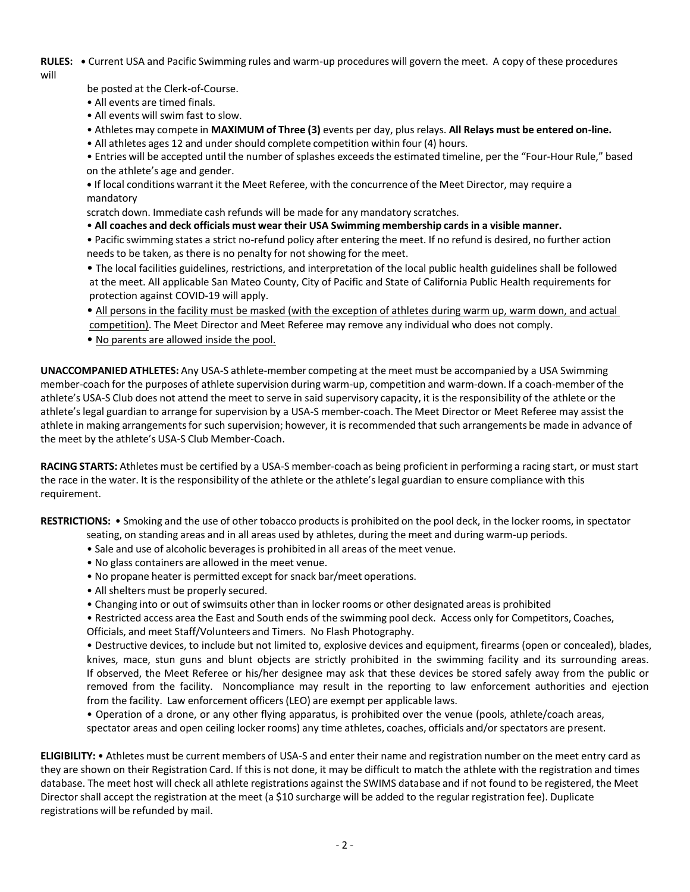**RULES:** • Current USA and Pacific Swimming rules and warm-up procedures will govern the meet. A copy of these procedures will be posted at the Clerk-of-Course.

- All events are timed finals.
- All events will swim fast to slow.
- Athletes may compete in **MAXIMUM of Three (3)** events per day, plus relays. **All Relays must be entered on-line.**
- All athletes ages 12 and under should complete competition within four (4) hours.
- Entries will be accepted until the number of splashes exceeds the estimated timeline, per the "Four-Hour Rule," based on the athlete's age and gender.
- If local conditions warrant it the Meet Referee, with the concurrence of the Meet Director, may require a mandatory scratch down. Immediate cash refunds will be made for any mandatory scratches.
- **All coaches and deck officials must wear their USA Swimming membership cards in a visible manner.**
- Pacific swimming states a strict no-refund policy after entering the meet. If no refund is desired, no further action needs to be taken, as there is no penalty for not showing for the meet.
- The local facilities guidelines, restrictions, and interpretation of the local public health guidelines shall be followed at the meet. All applicable San Mateo County, City of Pacific and State of California Public Health requirements for protection against COVID-19 will apply.
- <u>All persons in the facility must be masked (with the exception of athletes during warm up, warm down, and actual competition)</u>. The Meet Director and Meet Referee may remove any individual who does not comply.
- <u>No parents are allowed inside the pool.</u>

**UNACCOMPANIED ATHLETES:** Any USA-S athlete-member competing at the meet must be accompanied by a USA Swimming member-coach for the purposes of athlete supervision during warm-up, competition and warm-down. If a coach-member of the athlete's USA-S Club does not attend the meet to serve in said supervisory capacity, it is the responsibility of the athlete or the athlete's legal guardian to arrange for supervision by a USA-S member-coach. The Meet Director or Meet Referee may assist the athlete in making arrangements for such supervision; however, it is recommended that such arrangements be made in advance of the meet by the athlete's USA-S Club Member-Coach.

**RACING STARTS:** Athletes must be certified by a USA-S member-coach as being proficient in performing a racing start, or must start the race in the water. It is the responsibility of the athlete or the athlete's legal guardian to ensure compliance with this requirement.

**RESTRICTIONS:** • Smoking and the use of other tobacco products is prohibited on the pool deck, in the locker rooms, in spectator seating, on standing areas and in all areas used by athletes, during the meet and during warm-up periods.

- Sale and use of alcoholic beverages is prohibited in all areas of the meet venue.
- No glass containers are allowed in the meet venue.
- No propane heater is permitted except for snack bar/meet operations.
- All shelters must be properly secured.
- Changing into or out of swimsuits other than in locker rooms or other designated areas is prohibited
- Restricted access area the East and South ends of the swimming pool deck. Access only for Competitors, Coaches, Officials, and meet Staff/Volunteers and Timers. No Flash Photography.
- Destructive devices, to include but not limited to, explosive devices and equipment, firearms (open or concealed), blades, knives, mace, stun guns and blunt objects are strictly prohibited in the swimming facility and its surrounding areas. If observed, the Meet Referee or his/her designee may ask that these devices be stored safely away from the public or removed from the facility. Noncompliance may result in the reporting to law enforcement authorities and ejection from the facility. Law enforcement officers (LEO) are exempt per applicable laws.
- Operation of a drone, or any other flying apparatus, is prohibited over the venue (pools, athlete/coach areas, spectator areas and open ceiling locker rooms) any time athletes, coaches, officials and/or spectators are present.

**ELIGIBILITY:** • Athletes must be current members of USA-S and enter their name and registration number on the meet entry card as they are shown on their Registration Card. If this is not done, it may be difficult to match the athlete with the registration and times database. The meet host will check all athlete registrations against the SWIMS database and if not found to be registered, the Meet Director shall accept the registration at the meet (a $10 surcharge will be added to the regular registration fee). Duplicate registrations will be refunded by mail.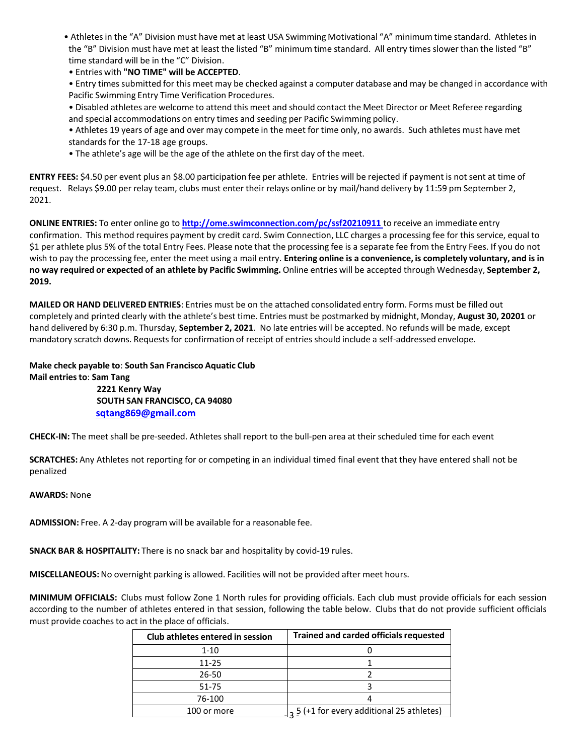- Athletes in the "A" Division must have met at least USA Swimming Motivational "A" minimum time standard. Athletes in the "B" Division must have met at least the listed "B" minimum time standard. All entry times slower than the listed "B" time standard will be in the "C" Division.
- Entries with **"NO TIME" will be ACCEPTED**.
- Entry times submitted for this meet may be checked against a computer database and may be changed in accordance with Pacific Swimming Entry Time Verification Procedures.
- Disabled athletes are welcome to attend this meet and should contact the Meet Director or Meet Referee regarding and special accommodations on entry times and seeding per Pacific Swimming policy.
- Athletes 19 years of age and over may compete in the meet for time only, no awards. Such athletes must have met standards for the 17-18 age groups.
- The athlete's age will be the age of the athlete on the first day of the meet.

**ENTRY FEES:** $4.50 per event plus an $8.00 participation fee per athlete. Entries will be rejected if payment is not sent at time of request. Relays $9.00 per relay team, clubs must enter their relays online or by mail/hand delivery by 11:59 pm September 2, 2021.

**ONLINE ENTRIES:** To enter online go to **http://ome.swimconnection.com/pc/ssf20210911** to receive an immediate entry confirmation. This method requires payment by credit card. Swim Connection, LLC charges a processing fee for this service, equal to $1 per athlete plus 5% of the total Entry Fees. Please note that the processing fee is a separate fee from the Entry Fees. If you do not wish to pay the processing fee, enter the meet using a mail entry. **Entering online is a convenience, is completely voluntary, and is in no way required or expected of an athlete by Pacific Swimming.** Online entries will be accepted through Wednesday, **September 2, 2019.**

**MAILED OR HAND DELIVERED ENTRIES**: Entries must be on the attached consolidated entry form. Forms must be filled out completely and printed clearly with the athlete's best time. Entries must be postmarked by midnight, Monday, **August 30, 20201** or hand delivered by 6:30 p.m. Thursday, **September 2, 2021**. No late entries will be accepted. No refunds will be made, except mandatory scratch downs. Requests for confirmation of receipt of entries should include a self-addressed envelope.

**Make check payable to**: **South San Francisco Aquatic Club**
**Mail entries to**: **Sam Tang**
**2221 Kenry Way**
**SOUTH SAN FRANCISCO, CA 94080**
**sqtang869@gmail.com**

**CHECK-IN:** The meet shall be pre-seeded. Athletes shall report to the bull-pen area at their scheduled time for each event

**SCRATCHES:** Any Athletes not reporting for or competing in an individual timed final event that they have entered shall not be penalized

**AWARDS:** None

**ADMISSION:** Free. A 2-day program will be available for a reasonable fee.

**SNACK BAR & HOSPITALITY:** There is no snack bar and hospitality by covid-19 rules.

**MISCELLANEOUS:** No overnight parking is allowed. Facilities will not be provided after meet hours.

**MINIMUM OFFICIALS:** Clubs must follow Zone 1 North rules for providing officials. Each club must provide officials for each session according to the number of athletes entered in that session, following the table below. Clubs that do not provide sufficient officials must provide coaches to act in the place of officials.

| Club athletes entered in session | Trained and carded officials requested |
|---|---|
| 1-10 | 0 |
| 11-25 | 1 |
| 26-50 | 2 |
| 51-75 | 3 |
| 76-100 | 4 |
| 100 or more | 5 (+1 for every additional 25 athletes) |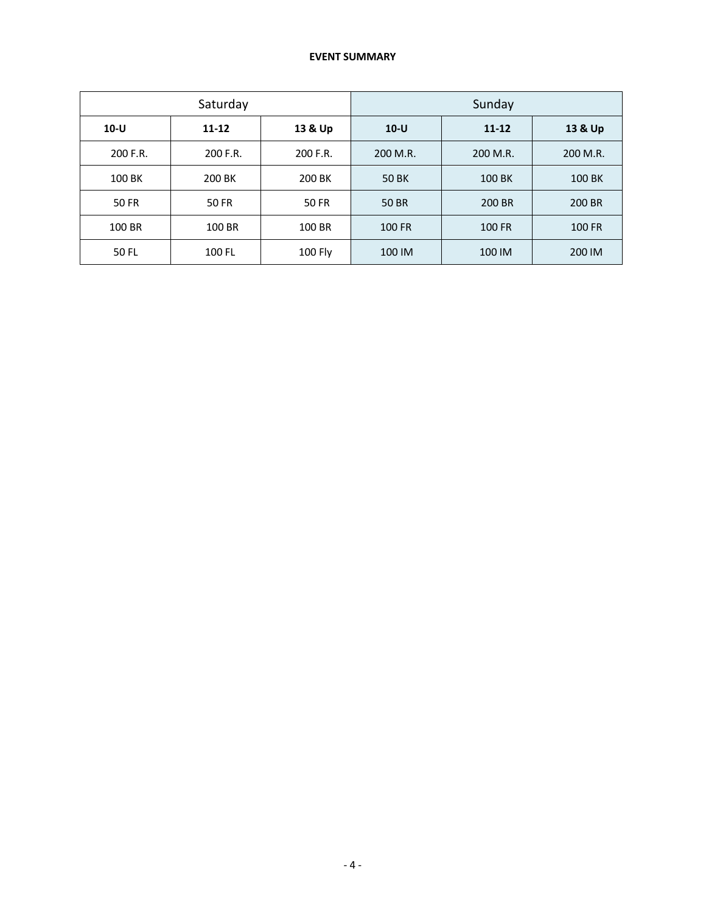**EVENT SUMMARY**

| Saturday | | | Sunday | | |
|---|---|---|---|---|---|
| **10-U** | **11-12** | **13 & Up** | **10-U** | **11-12** | **13 & Up** |
| 200 F.R. | 200 F.R. | 200 F.R. | 200 M.R. | 200 M.R. | 200 M.R. |
| 100 BK | 200 BK | 200 BK | 50 BK | 100 BK | 100 BK |
| 50 FR | 50 FR | 50 FR | 50 BR | 200 BR | 200 BR |
| 100 BR | 100 BR | 100 BR | 100 FR | 100 FR | 100 FR |
| 50 FL | 100 FL | 100 Fly | 100 IM | 100 IM | 200 IM |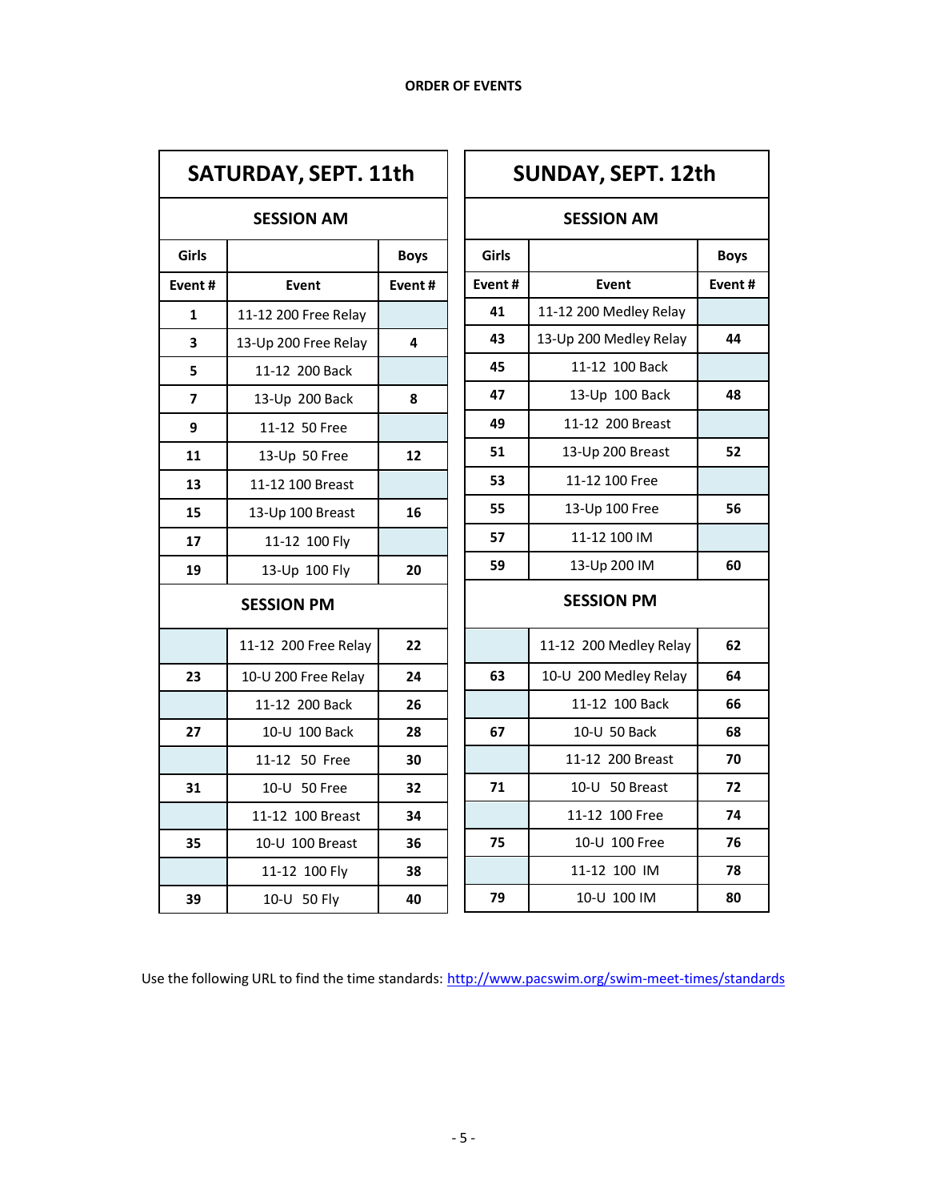## ORDER OF EVENTS

### SATURDAY, SEPT. 11th

| SESSION AM | | |
|---|---|---|
| **Girls** | | **Boys** |
| **Event #** | **Event** | **Event #** |
| 1 | 11-12 200 Free Relay | |
| 3 | 13-Up 200 Free Relay | 4 |
| 5 | 11-12 200 Back | |
| 7 | 13-Up 200 Back | 8 |
| 9 | 11-12 50 Free | |
| 11 | 13-Up 50 Free | 12 |
| 13 | 11-12 100 Breast | |
| 15 | 13-Up 100 Breast | 16 |
| 17 | 11-12 100 Fly | |
| 19 | 13-Up 100 Fly | 20 |
| **SESSION PM** | | |
| | 11-12 200 Free Relay | 22 |
| 23 | 10-U 200 Free Relay | 24 |
| | 11-12 200 Back | 26 |
| 27 | 10-U 100 Back | 28 |
| | 11-12 50 Free | 30 |
| 31 | 10-U 50 Free | 32 |
| | 11-12 100 Breast | 34 |
| 35 | 10-U 100 Breast | 36 |
| | 11-12 100 Fly | 38 |
| 39 | 10-U 50 Fly | 40 |

### SUNDAY, SEPT. 12th

| SESSION AM | | |
|---|---|---|
| **Girls** | | **Boys** |
| **Event #** | **Event** | **Event #** |
| 41 | 11-12 200 Medley Relay | |
| 43 | 13-Up 200 Medley Relay | 44 |
| 45 | 11-12 100 Back | |
| 47 | 13-Up 100 Back | 48 |
| 49 | 11-12 200 Breast | |
| 51 | 13-Up 200 Breast | 52 |
| 53 | 11-12 100 Free | |
| 55 | 13-Up 100 Free | 56 |
| 57 | 11-12 100 IM | |
| 59 | 13-Up 200 IM | 60 |
| **SESSION PM** | | |
| | 11-12 200 Medley Relay | 62 |
| 63 | 10-U 200 Medley Relay | 64 |
| | 11-12 100 Back | 66 |
| 67 | 10-U 50 Back | 68 |
| | 11-12 200 Breast | 70 |
| 71 | 10-U 50 Breast | 72 |
| | 11-12 100 Free | 74 |
| 75 | 10-U 100 Free | 76 |
| | 11-12 100 IM | 78 |
| 79 | 10-U 100 IM | 80 |

Use the following URL to find the time standards: http://www.pacswim.org/swim-meet-times/standards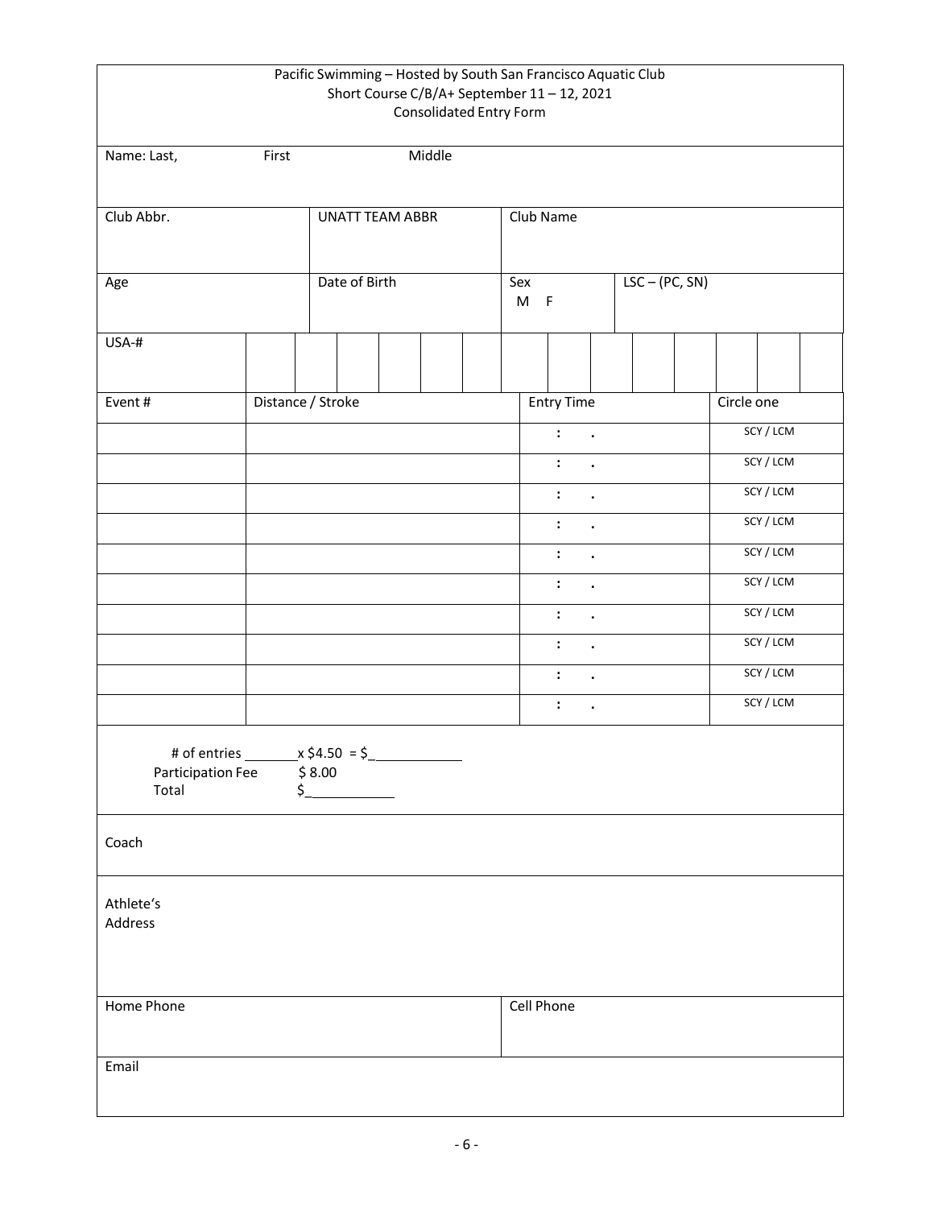Pacific Swimming – Hosted by South San Francisco Aquatic Club
Short Course C/B/A+ September 11 – 12, 2021
Consolidated Entry Form

| | | | | |
|---|---|---|---|---|
| Name: Last, First Middle | | | | |
| Club Abbr. | UNATT TEAM ABBR | Club Name | | |
| Age | Date of Birth | Sex M F | LSC – (PC, SN) | |
| USA-# | | | | |

| Event # | Distance / Stroke | Entry Time | Circle one |
|---|---|---|---|
| | | : . | SCY / LCM |
| | | : . | SCY / LCM |
| | | : . | SCY / LCM |
| | | : . | SCY / LCM |
| | | : . | SCY / LCM |
| | | : . | SCY / LCM |
| | | : . | SCY / LCM |
| | | : . | SCY / LCM |
| | | : . | SCY / LCM |
| | | : . | SCY / LCM |

# of entries _______x $4.50 = $___________
Participation Fee $ 8.00
Total $___________

| | |
|---|---|
| Coach | |
| Athlete's Address | |
| Home Phone | Cell Phone |
| Email | |